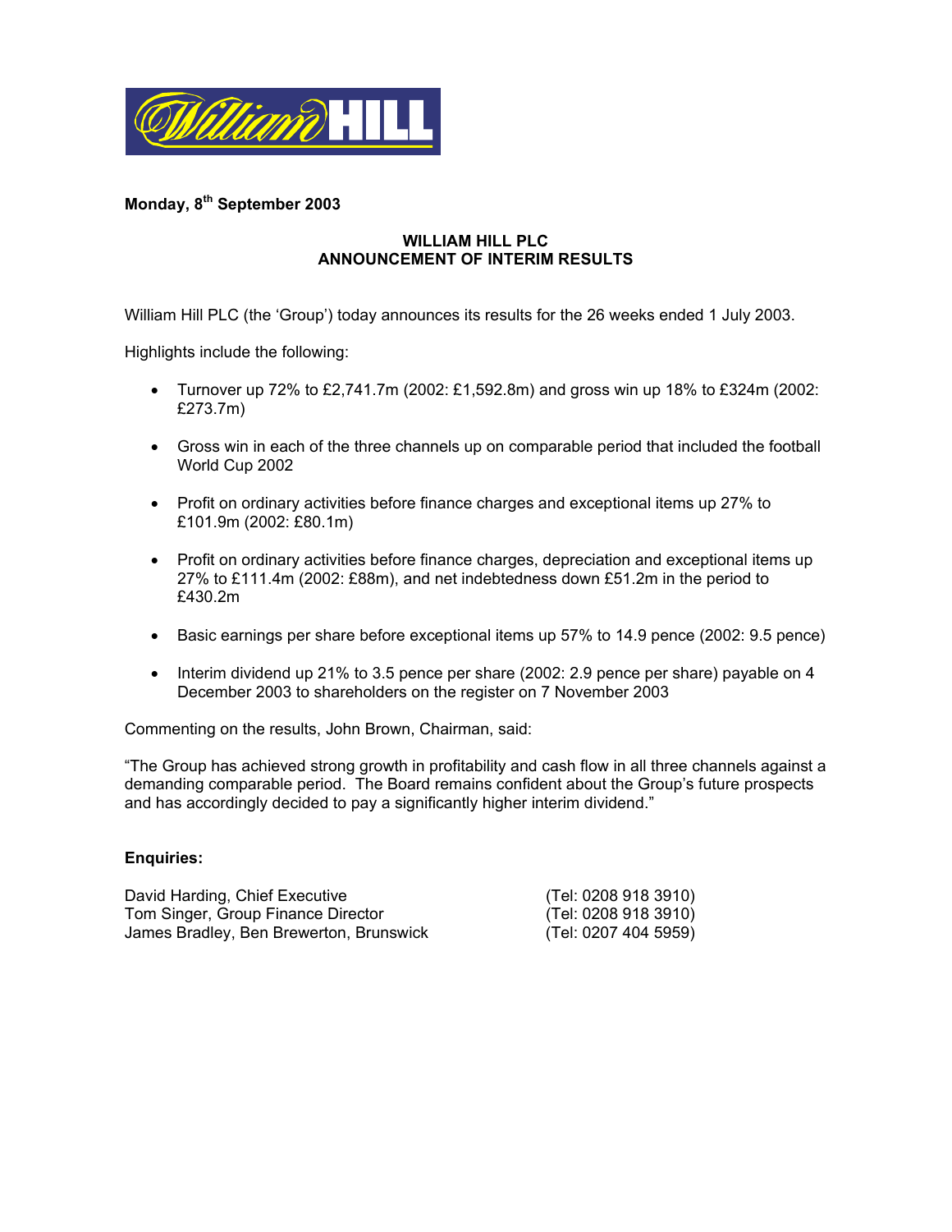**Monday, 8th September 2003**

**WILLIAM HILL PLC**
**ANNOUNCEMENT OF INTERIM RESULTS**

William Hill PLC (the 'Group') today announces its results for the 26 weeks ended 1 July 2003.

Highlights include the following:

- Turnover up 72% to £2,741.7m (2002: £1,592.8m) and gross win up 18% to £324m (2002: £273.7m)
- Gross win in each of the three channels up on comparable period that included the football World Cup 2002
- Profit on ordinary activities before finance charges and exceptional items up 27% to £101.9m (2002: £80.1m)
- Profit on ordinary activities before finance charges, depreciation and exceptional items up 27% to £111.4m (2002: £88m), and net indebtedness down £51.2m in the period to £430.2m
- Basic earnings per share before exceptional items up 57% to 14.9 pence (2002: 9.5 pence)
- Interim dividend up 21% to 3.5 pence per share (2002: 2.9 pence per share) payable on 4 December 2003 to shareholders on the register on 7 November 2003

Commenting on the results, John Brown, Chairman, said:

"The Group has achieved strong growth in profitability and cash flow in all three channels against a demanding comparable period. The Board remains confident about the Group's future prospects and has accordingly decided to pay a significantly higher interim dividend."

**Enquiries:**

| | |
|---|---|
| David Harding, Chief Executive | (Tel: 0208 918 3910) |
| Tom Singer, Group Finance Director | (Tel: 0208 918 3910) |
| James Bradley, Ben Brewerton, Brunswick | (Tel: 0207 404 5959) |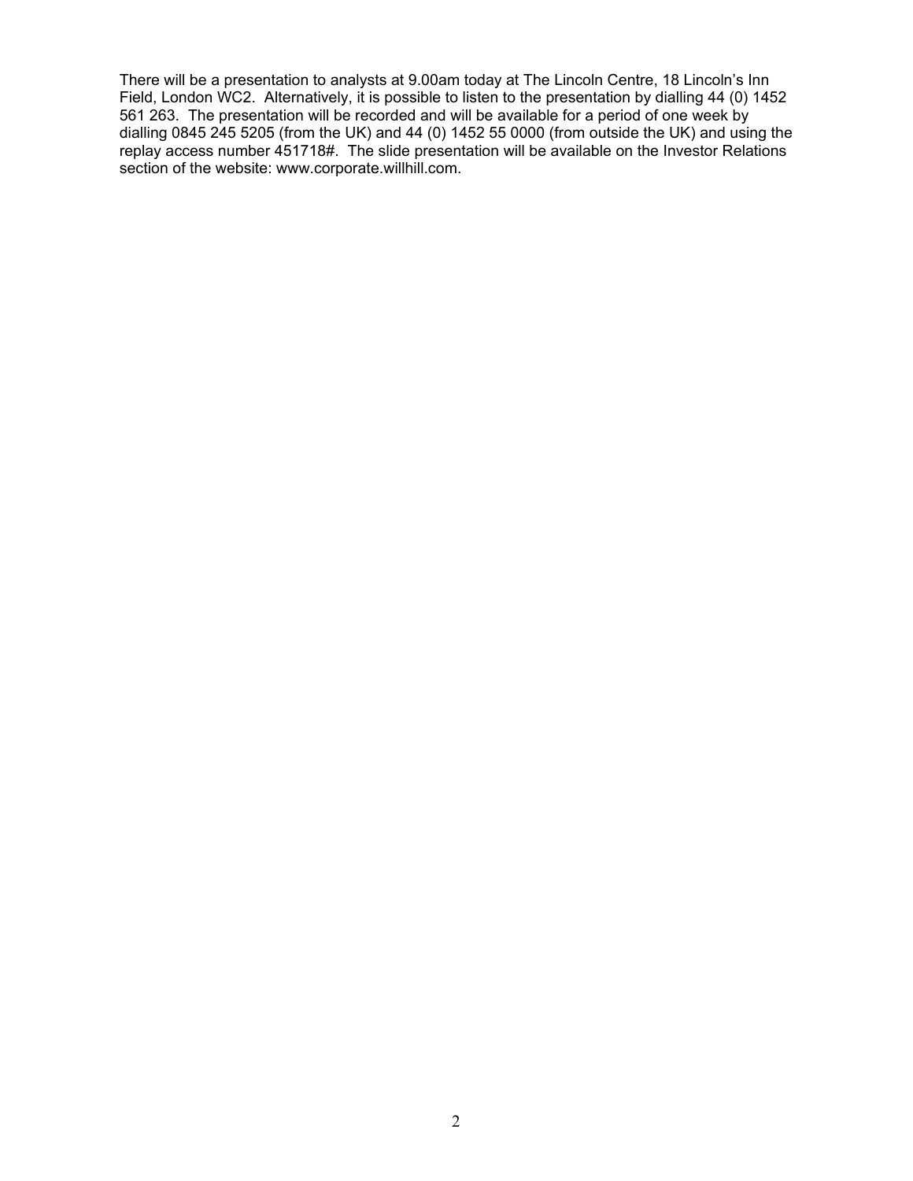There will be a presentation to analysts at 9.00am today at The Lincoln Centre, 18 Lincoln's Inn Field, London WC2. Alternatively, it is possible to listen to the presentation by dialling 44 (0) 1452 561 263. The presentation will be recorded and will be available for a period of one week by dialling 0845 245 5205 (from the UK) and 44 (0) 1452 55 0000 (from outside the UK) and using the replay access number 451718#. The slide presentation will be available on the Investor Relations section of the website: www.corporate.willhill.com.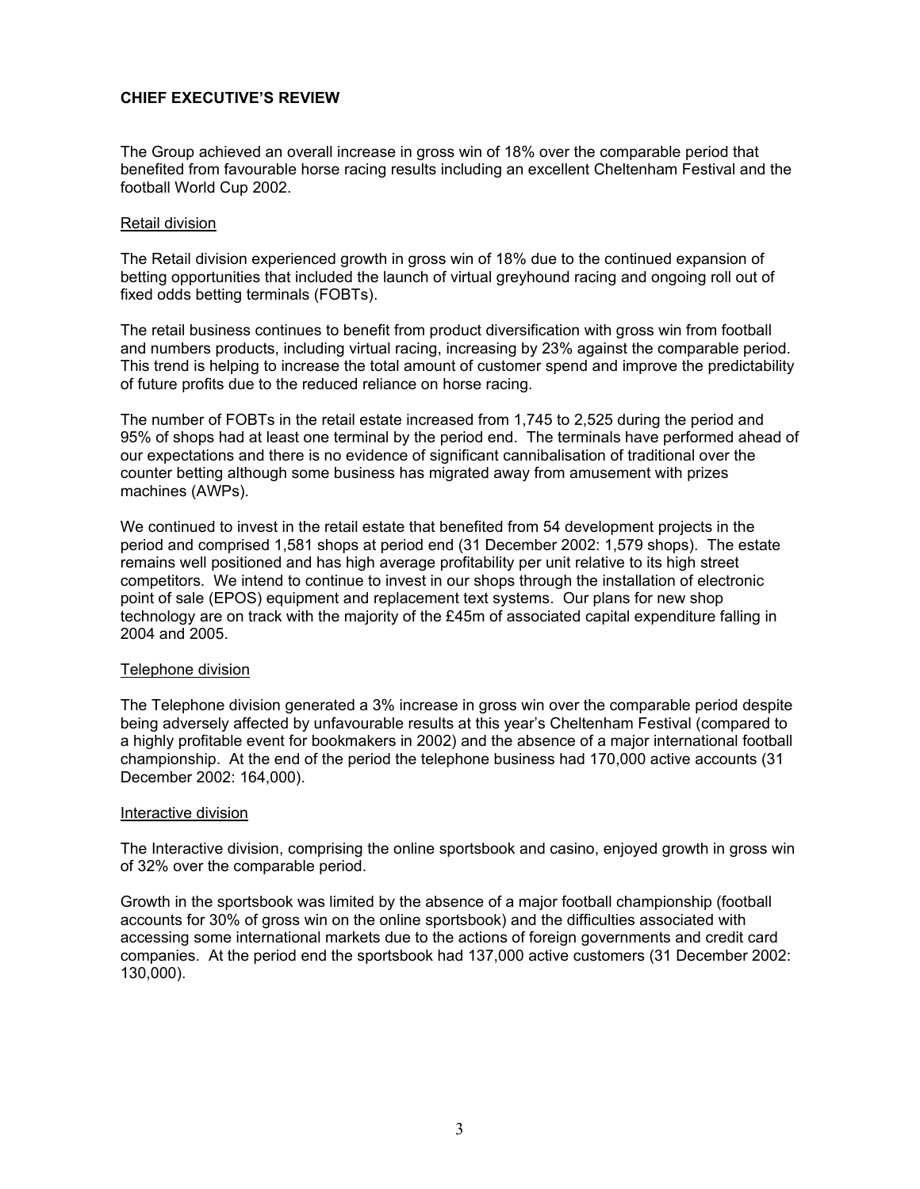## CHIEF EXECUTIVE'S REVIEW

The Group achieved an overall increase in gross win of 18% over the comparable period that benefited from favourable horse racing results including an excellent Cheltenham Festival and the football World Cup 2002.

### Retail division

The Retail division experienced growth in gross win of 18% due to the continued expansion of betting opportunities that included the launch of virtual greyhound racing and ongoing roll out of fixed odds betting terminals (FOBTs).

The retail business continues to benefit from product diversification with gross win from football and numbers products, including virtual racing, increasing by 23% against the comparable period. This trend is helping to increase the total amount of customer spend and improve the predictability of future profits due to the reduced reliance on horse racing.

The number of FOBTs in the retail estate increased from 1,745 to 2,525 during the period and 95% of shops had at least one terminal by the period end. The terminals have performed ahead of our expectations and there is no evidence of significant cannibalisation of traditional over the counter betting although some business has migrated away from amusement with prizes machines (AWPs).

We continued to invest in the retail estate that benefited from 54 development projects in the period and comprised 1,581 shops at period end (31 December 2002: 1,579 shops). The estate remains well positioned and has high average profitability per unit relative to its high street competitors. We intend to continue to invest in our shops through the installation of electronic point of sale (EPOS) equipment and replacement text systems. Our plans for new shop technology are on track with the majority of the £45m of associated capital expenditure falling in 2004 and 2005.

### Telephone division

The Telephone division generated a 3% increase in gross win over the comparable period despite being adversely affected by unfavourable results at this year's Cheltenham Festival (compared to a highly profitable event for bookmakers in 2002) and the absence of a major international football championship. At the end of the period the telephone business had 170,000 active accounts (31 December 2002: 164,000).

### Interactive division

The Interactive division, comprising the online sportsbook and casino, enjoyed growth in gross win of 32% over the comparable period.

Growth in the sportsbook was limited by the absence of a major football championship (football accounts for 30% of gross win on the online sportsbook) and the difficulties associated with accessing some international markets due to the actions of foreign governments and credit card companies. At the period end the sportsbook had 137,000 active customers (31 December 2002: 130,000).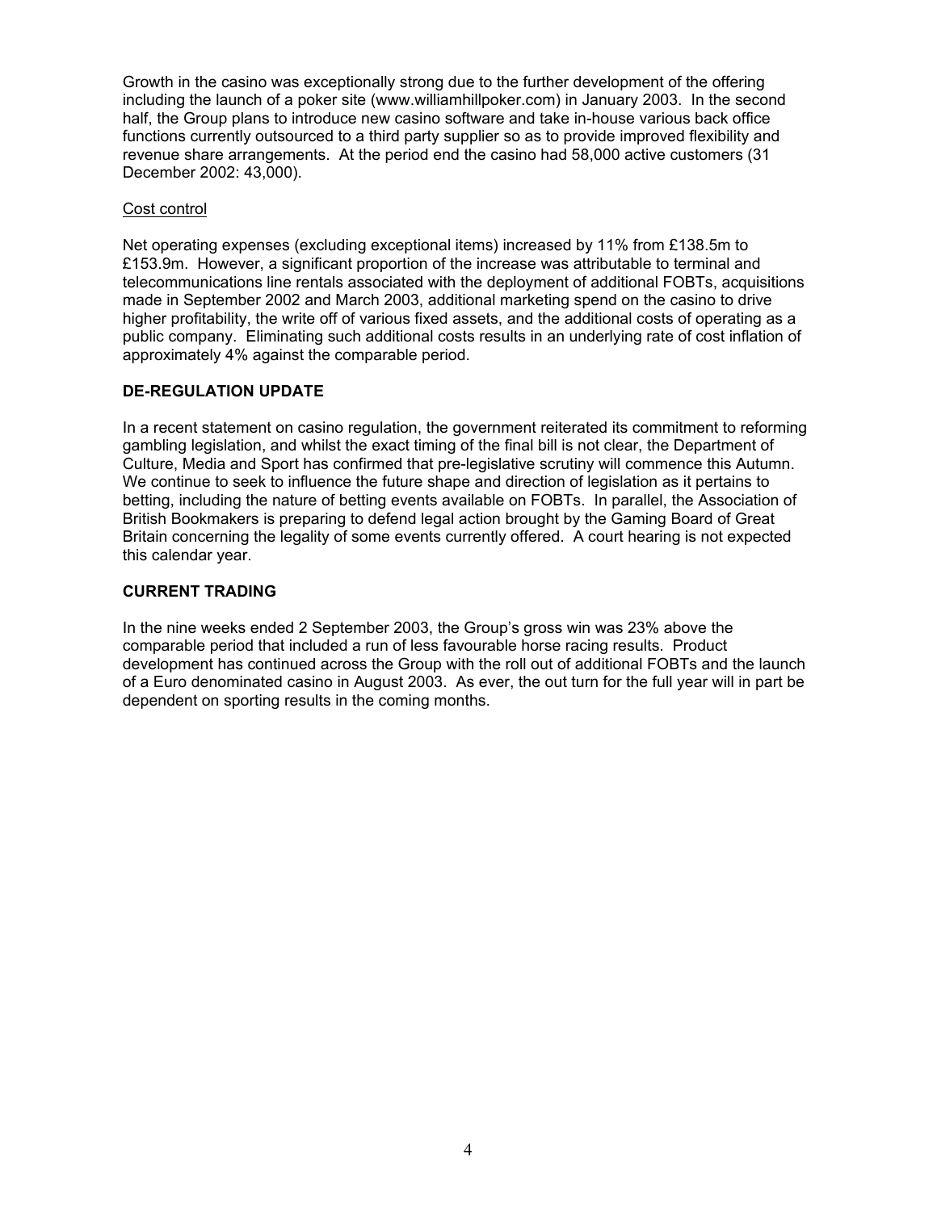Growth in the casino was exceptionally strong due to the further development of the offering including the launch of a poker site (www.williamhillpoker.com) in January 2003. In the second half, the Group plans to introduce new casino software and take in-house various back office functions currently outsourced to a third party supplier so as to provide improved flexibility and revenue share arrangements. At the period end the casino had 58,000 active customers (31 December 2002: 43,000).

Cost control

Net operating expenses (excluding exceptional items) increased by 11% from £138.5m to £153.9m. However, a significant proportion of the increase was attributable to terminal and telecommunications line rentals associated with the deployment of additional FOBTs, acquisitions made in September 2002 and March 2003, additional marketing spend on the casino to drive higher profitability, the write off of various fixed assets, and the additional costs of operating as a public company. Eliminating such additional costs results in an underlying rate of cost inflation of approximately 4% against the comparable period.

## DE-REGULATION UPDATE

In a recent statement on casino regulation, the government reiterated its commitment to reforming gambling legislation, and whilst the exact timing of the final bill is not clear, the Department of Culture, Media and Sport has confirmed that pre-legislative scrutiny will commence this Autumn. We continue to seek to influence the future shape and direction of legislation as it pertains to betting, including the nature of betting events available on FOBTs. In parallel, the Association of British Bookmakers is preparing to defend legal action brought by the Gaming Board of Great Britain concerning the legality of some events currently offered. A court hearing is not expected this calendar year.

## CURRENT TRADING

In the nine weeks ended 2 September 2003, the Group's gross win was 23% above the comparable period that included a run of less favourable horse racing results. Product development has continued across the Group with the roll out of additional FOBTs and the launch of a Euro denominated casino in August 2003. As ever, the out turn for the full year will in part be dependent on sporting results in the coming months.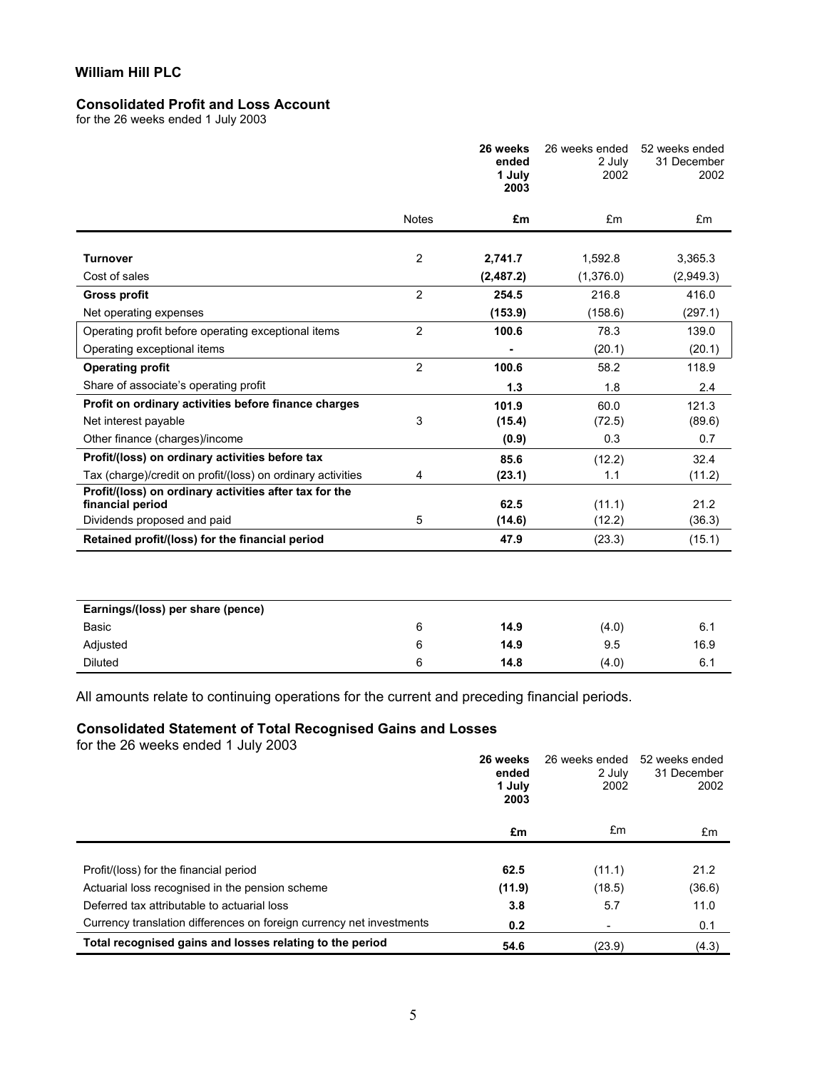## William Hill PLC

### Consolidated Profit and Loss Account

for the 26 weeks ended 1 July 2003

| | Notes | **26 weeks ended 1 July 2003** | 26 weeks ended 2 July 2002 | 52 weeks ended 31 December 2002 |
|---|---|---|---|---|
| | | **£m** | £m | £m |
| **Turnover** | 2 | **2,741.7** | 1,592.8 | 3,365.3 |
| Cost of sales | | **(2,487.2)** | (1,376.0) | (2,949.3) |
| **Gross profit** | 2 | **254.5** | 216.8 | 416.0 |
| Net operating expenses | | **(153.9)** | (158.6) | (297.1) |
| Operating profit before operating exceptional items | 2 | **100.6** | 78.3 | 139.0 |
| Operating exceptional items | | **-** | (20.1) | (20.1) |
| **Operating profit** | 2 | **100.6** | 58.2 | 118.9 |
| Share of associate's operating profit | | **1.3** | 1.8 | 2.4 |
| **Profit on ordinary activities before finance charges** | | **101.9** | 60.0 | 121.3 |
| Net interest payable | 3 | **(15.4)** | (72.5) | (89.6) |
| Other finance (charges)/income | | **(0.9)** | 0.3 | 0.7 |
| **Profit/(loss) on ordinary activities before tax** | | **85.6** | (12.2) | 32.4 |
| Tax (charge)/credit on profit/(loss) on ordinary activities | 4 | **(23.1)** | 1.1 | (11.2) |
| **Profit/(loss) on ordinary activities after tax for the financial period** | | **62.5** | (11.1) | 21.2 |
| Dividends proposed and paid | 5 | **(14.6)** | (12.2) | (36.3) |
| **Retained profit/(loss) for the financial period** | | **47.9** | (23.3) | (15.1) |

| **Earnings/(loss) per share (pence)** | | | | |
|---|---|---|---|---|
| Basic | 6 | **14.9** | (4.0) | 6.1 |
| Adjusted | 6 | **14.9** | 9.5 | 16.9 |
| Diluted | 6 | **14.8** | (4.0) | 6.1 |

All amounts relate to continuing operations for the current and preceding financial periods.

### Consolidated Statement of Total Recognised Gains and Losses

for the 26 weeks ended 1 July 2003

| | **26 weeks ended 1 July 2003** | 26 weeks ended 2 July 2002 | 52 weeks ended 31 December 2002 |
|---|---|---|---|
| | **£m** | £m | £m |
| Profit/(loss) for the financial period | **62.5** | (11.1) | 21.2 |
| Actuarial loss recognised in the pension scheme | **(11.9)** | (18.5) | (36.6) |
| Deferred tax attributable to actuarial loss | **3.8** | 5.7 | 11.0 |
| Currency translation differences on foreign currency net investments | **0.2** | - | 0.1 |
| **Total recognised gains and losses relating to the period** | **54.6** | (23.9) | (4.3) |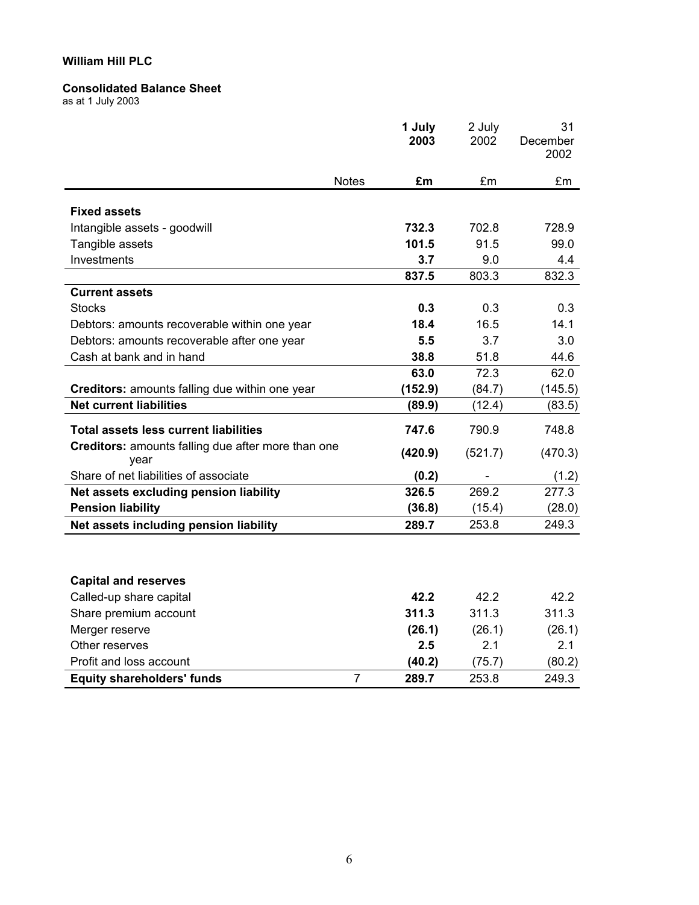**William Hill PLC**

**Consolidated Balance Sheet**
as at 1 July 2003

| | Notes | 1 July 2003 | 2 July 2002 | 31 December 2002 |
|---|---|---|---|---|
| | | **£m** | £m | £m |
| **Fixed assets** | | | | |
| Intangible assets - goodwill | | **732.3** | 702.8 | 728.9 |
| Tangible assets | | **101.5** | 91.5 | 99.0 |
| Investments | | **3.7** | 9.0 | 4.4 |
| | | **837.5** | 803.3 | 832.3 |
| **Current assets** | | | | |
| Stocks | | **0.3** | 0.3 | 0.3 |
| Debtors: amounts recoverable within one year | | **18.4** | 16.5 | 14.1 |
| Debtors: amounts recoverable after one year | | **5.5** | 3.7 | 3.0 |
| Cash at bank and in hand | | **38.8** | 51.8 | 44.6 |
| | | **63.0** | 72.3 | 62.0 |
| **Creditors:** amounts falling due within one year | | **(152.9)** | (84.7) | (145.5) |
| **Net current liabilities** | | **(89.9)** | (12.4) | (83.5) |
| **Total assets less current liabilities** | | **747.6** | 790.9 | 748.8 |
| **Creditors:** amounts falling due after more than one year | | **(420.9)** | (521.7) | (470.3) |
| Share of net liabilities of associate | | **(0.2)** | - | (1.2) |
| **Net assets excluding pension liability** | | **326.5** | 269.2 | 277.3 |
| **Pension liability** | | **(36.8)** | (15.4) | (28.0) |
| **Net assets including pension liability** | | **289.7** | 253.8 | 249.3 |
| | | | | |
| **Capital and reserves** | | | | |
| Called-up share capital | | **42.2** | 42.2 | 42.2 |
| Share premium account | | **311.3** | 311.3 | 311.3 |
| Merger reserve | | **(26.1)** | (26.1) | (26.1) |
| Other reserves | | **2.5** | 2.1 | 2.1 |
| Profit and loss account | | **(40.2)** | (75.7) | (80.2) |
| **Equity shareholders' funds** | 7 | **289.7** | 253.8 | 249.3 |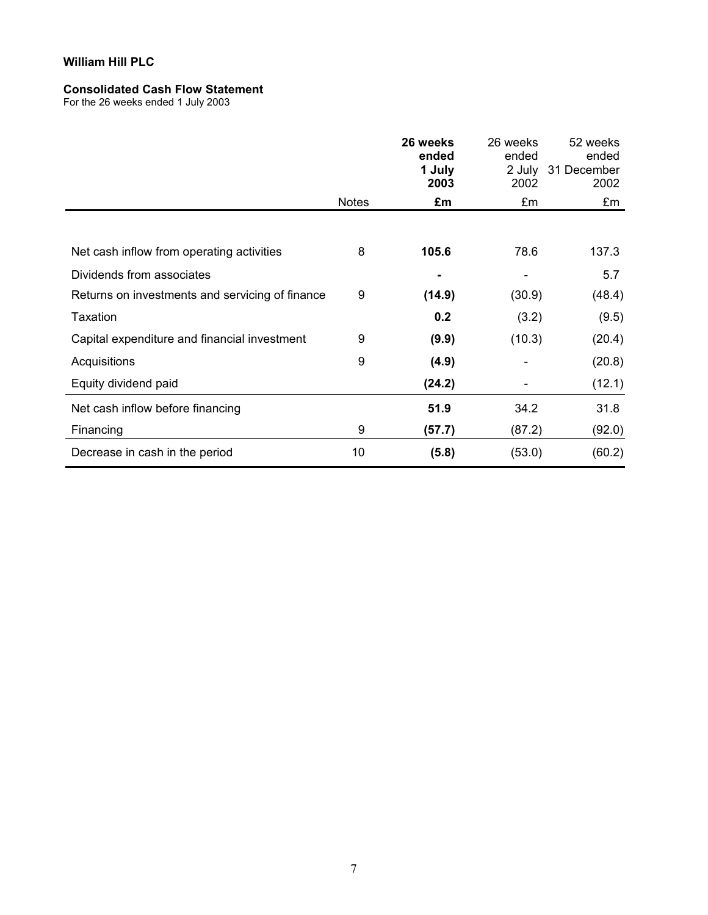**William Hill PLC**

**Consolidated Cash Flow Statement**
For the 26 weeks ended 1 July 2003

| | Notes | **26 weeks ended 1 July 2003** | 26 weeks ended 2 July 2002 | 52 weeks ended 31 December 2002 |
|---|---|---|---|---|
| | | **£m** | £m | £m |
| Net cash inflow from operating activities | 8 | **105.6** | 78.6 | 137.3 |
| Dividends from associates | | **-** | - | 5.7 |
| Returns on investments and servicing of finance | 9 | **(14.9)** | (30.9) | (48.4) |
| Taxation | | **0.2** | (3.2) | (9.5) |
| Capital expenditure and financial investment | 9 | **(9.9)** | (10.3) | (20.4) |
| Acquisitions | 9 | **(4.9)** | - | (20.8) |
| Equity dividend paid | | **(24.2)** | - | (12.1) |
| Net cash inflow before financing | | **51.9** | 34.2 | 31.8 |
| Financing | 9 | **(57.7)** | (87.2) | (92.0) |
| Decrease in cash in the period | 10 | **(5.8)** | (53.0) | (60.2) |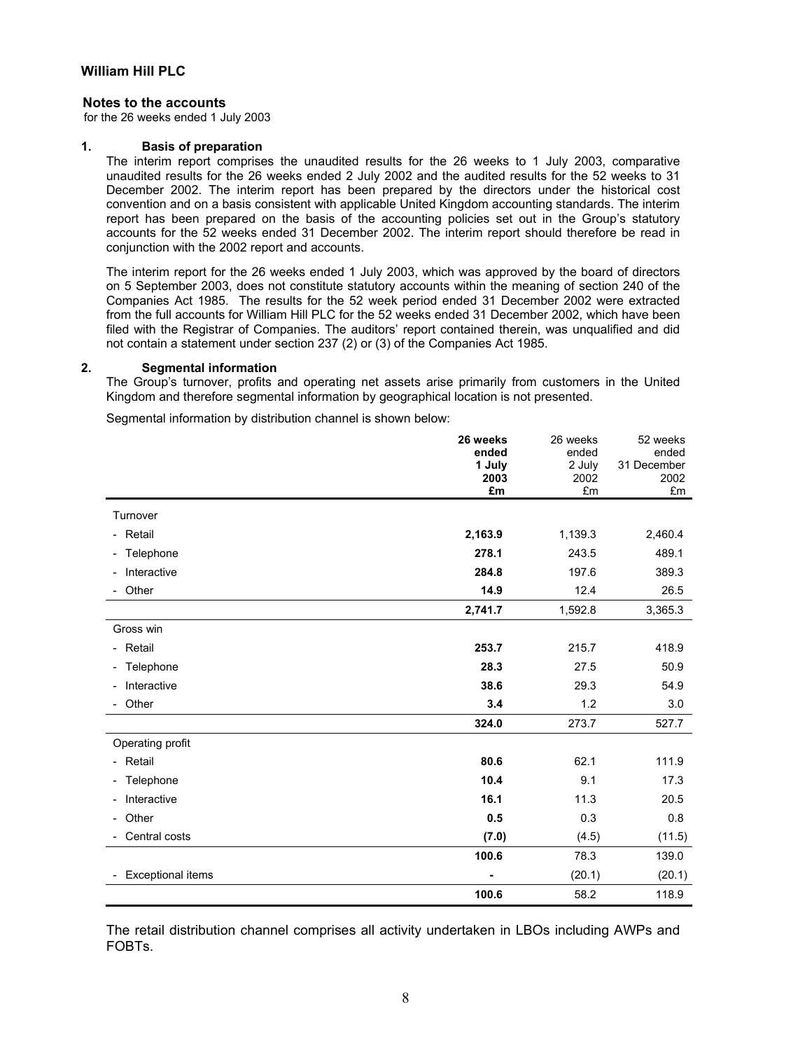**William Hill PLC**

## Notes to the accounts

for the 26 weeks ended 1 July 2003

### 1. Basis of preparation

The interim report comprises the unaudited results for the 26 weeks to 1 July 2003, comparative unaudited results for the 26 weeks ended 2 July 2002 and the audited results for the 52 weeks to 31 December 2002. The interim report has been prepared by the directors under the historical cost convention and on a basis consistent with applicable United Kingdom accounting standards. The interim report has been prepared on the basis of the accounting policies set out in the Group's statutory accounts for the 52 weeks ended 31 December 2002. The interim report should therefore be read in conjunction with the 2002 report and accounts.

The interim report for the 26 weeks ended 1 July 2003, which was approved by the board of directors on 5 September 2003, does not constitute statutory accounts within the meaning of section 240 of the Companies Act 1985. The results for the 52 week period ended 31 December 2002 were extracted from the full accounts for William Hill PLC for the 52 weeks ended 31 December 2002, which have been filed with the Registrar of Companies. The auditors' report contained therein, was unqualified and did not contain a statement under section 237 (2) or (3) of the Companies Act 1985.

### 2. Segmental information

The Group's turnover, profits and operating net assets arise primarily from customers in the United Kingdom and therefore segmental information by geographical location is not presented.

Segmental information by distribution channel is shown below:

| | **26 weeks ended 1 July 2003 £m** | 26 weeks ended 2 July 2002 £m | 52 weeks ended 31 December 2002 £m |
|---|---|---|---|
| Turnover | | | |
| - Retail | **2,163.9** | 1,139.3 | 2,460.4 |
| - Telephone | **278.1** | 243.5 | 489.1 |
| - Interactive | **284.8** | 197.6 | 389.3 |
| - Other | **14.9** | 12.4 | 26.5 |
| | **2,741.7** | 1,592.8 | 3,365.3 |
| Gross win | | | |
| - Retail | **253.7** | 215.7 | 418.9 |
| - Telephone | **28.3** | 27.5 | 50.9 |
| - Interactive | **38.6** | 29.3 | 54.9 |
| - Other | **3.4** | 1.2 | 3.0 |
| | **324.0** | 273.7 | 527.7 |
| Operating profit | | | |
| - Retail | **80.6** | 62.1 | 111.9 |
| - Telephone | **10.4** | 9.1 | 17.3 |
| - Interactive | **16.1** | 11.3 | 20.5 |
| - Other | **0.5** | 0.3 | 0.8 |
| - Central costs | **(7.0)** | (4.5) | (11.5) |
| | **100.6** | 78.3 | 139.0 |
| - Exceptional items | **-** | (20.1) | (20.1) |
| | **100.6** | 58.2 | 118.9 |

The retail distribution channel comprises all activity undertaken in LBOs including AWPs and FOBTs.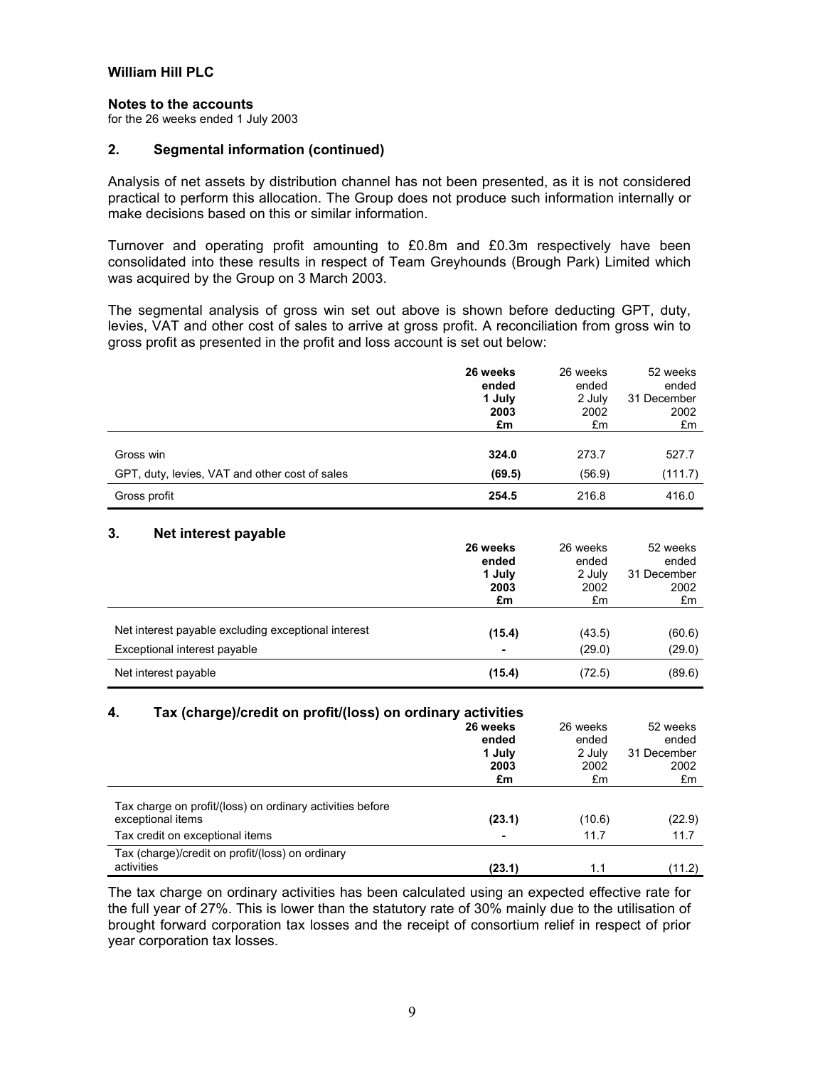**William Hill PLC**

**Notes to the accounts**
for the 26 weeks ended 1 July 2003

## 2. Segmental information (continued)

Analysis of net assets by distribution channel has not been presented, as it is not considered practical to perform this allocation. The Group does not produce such information internally or make decisions based on this or similar information.

Turnover and operating profit amounting to £0.8m and £0.3m respectively have been consolidated into these results in respect of Team Greyhounds (Brough Park) Limited which was acquired by the Group on 3 March 2003.

The segmental analysis of gross win set out above is shown before deducting GPT, duty, levies, VAT and other cost of sales to arrive at gross profit. A reconciliation from gross win to gross profit as presented in the profit and loss account is set out below:

| | **26 weeks ended 1 July 2003 £m** | 26 weeks ended 2 July 2002 £m | 52 weeks ended 31 December 2002 £m |
|---|---|---|---|
| Gross win | **324.0** | 273.7 | 527.7 |
| GPT, duty, levies, VAT and other cost of sales | **(69.5)** | (56.9) | (111.7) |
| Gross profit | **254.5** | 216.8 | 416.0 |

## 3. Net interest payable

| | **26 weeks ended 1 July 2003 £m** | 26 weeks ended 2 July 2002 £m | 52 weeks ended 31 December 2002 £m |
|---|---|---|---|
| Net interest payable excluding exceptional interest | **(15.4)** | (43.5) | (60.6) |
| Exceptional interest payable | **-** | (29.0) | (29.0) |
| Net interest payable | **(15.4)** | (72.5) | (89.6) |

## 4. Tax (charge)/credit on profit/(loss) on ordinary activities

| | **26 weeks ended 1 July 2003 £m** | 26 weeks ended 2 July 2002 £m | 52 weeks ended 31 December 2002 £m |
|---|---|---|---|
| Tax charge on profit/(loss) on ordinary activities before exceptional items | **(23.1)** | (10.6) | (22.9) |
| Tax credit on exceptional items | **-** | 11.7 | 11.7 |
| Tax (charge)/credit on profit/(loss) on ordinary activities | **(23.1)** | 1.1 | (11.2) |

The tax charge on ordinary activities has been calculated using an expected effective rate for the full year of 27%. This is lower than the statutory rate of 30% mainly due to the utilisation of brought forward corporation tax losses and the receipt of consortium relief in respect of prior year corporation tax losses.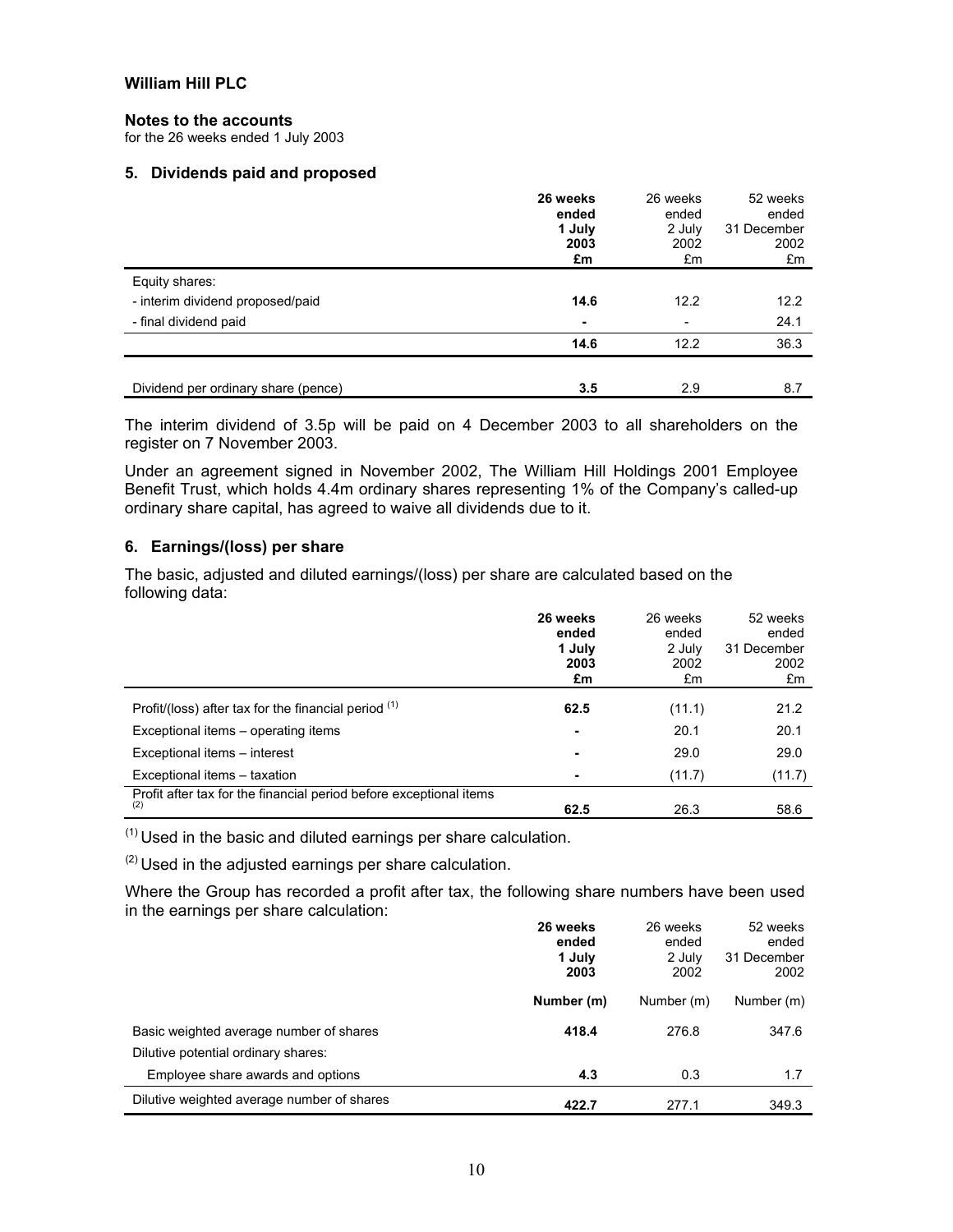**William Hill PLC**

**Notes to the accounts**
for the 26 weeks ended 1 July 2003

## 5. Dividends paid and proposed

| | **26 weeks ended 1 July 2003 £m** | 26 weeks ended 2 July 2002 £m | 52 weeks ended 31 December 2002 £m |
|---|---|---|---|
| Equity shares: | | | |
| - interim dividend proposed/paid | **14.6** | 12.2 | 12.2 |
| - final dividend paid | **-** | - | 24.1 |
| | **14.6** | 12.2 | 36.3 |
| Dividend per ordinary share (pence) | **3.5** | 2.9 | 8.7 |

The interim dividend of 3.5p will be paid on 4 December 2003 to all shareholders on the register on 7 November 2003.

Under an agreement signed in November 2002, The William Hill Holdings 2001 Employee Benefit Trust, which holds 4.4m ordinary shares representing 1% of the Company's called-up ordinary share capital, has agreed to waive all dividends due to it.

## 6. Earnings/(loss) per share

The basic, adjusted and diluted earnings/(loss) per share are calculated based on the following data:

| | **26 weeks ended 1 July 2003 £m** | 26 weeks ended 2 July 2002 £m | 52 weeks ended 31 December 2002 £m |
|---|---|---|---|
| Profit/(loss) after tax for the financial period [(1)] | **62.5** | (11.1) | 21.2 |
| Exceptional items – operating items | **-** | 20.1 | 20.1 |
| Exceptional items – interest | **-** | 29.0 | 29.0 |
| Exceptional items – taxation | **-** | (11.7) | (11.7) |
| Profit after tax for the financial period before exceptional items [(2)] | **62.5** | 26.3 | 58.6 |

[(1)] Used in the basic and diluted earnings per share calculation.

[(2)] Used in the adjusted earnings per share calculation.

Where the Group has recorded a profit after tax, the following share numbers have been used in the earnings per share calculation:

| | **26 weeks ended 1 July 2003** | 26 weeks ended 2 July 2002 | 52 weeks ended 31 December 2002 |
|---|---|---|---|
| | **Number (m)** | Number (m) | Number (m) |
| Basic weighted average number of shares | **418.4** | 276.8 | 347.6 |
| Dilutive potential ordinary shares: | | | |
| Employee share awards and options | **4.3** | 0.3 | 1.7 |
| Dilutive weighted average number of shares | **422.7** | 277.1 | 349.3 |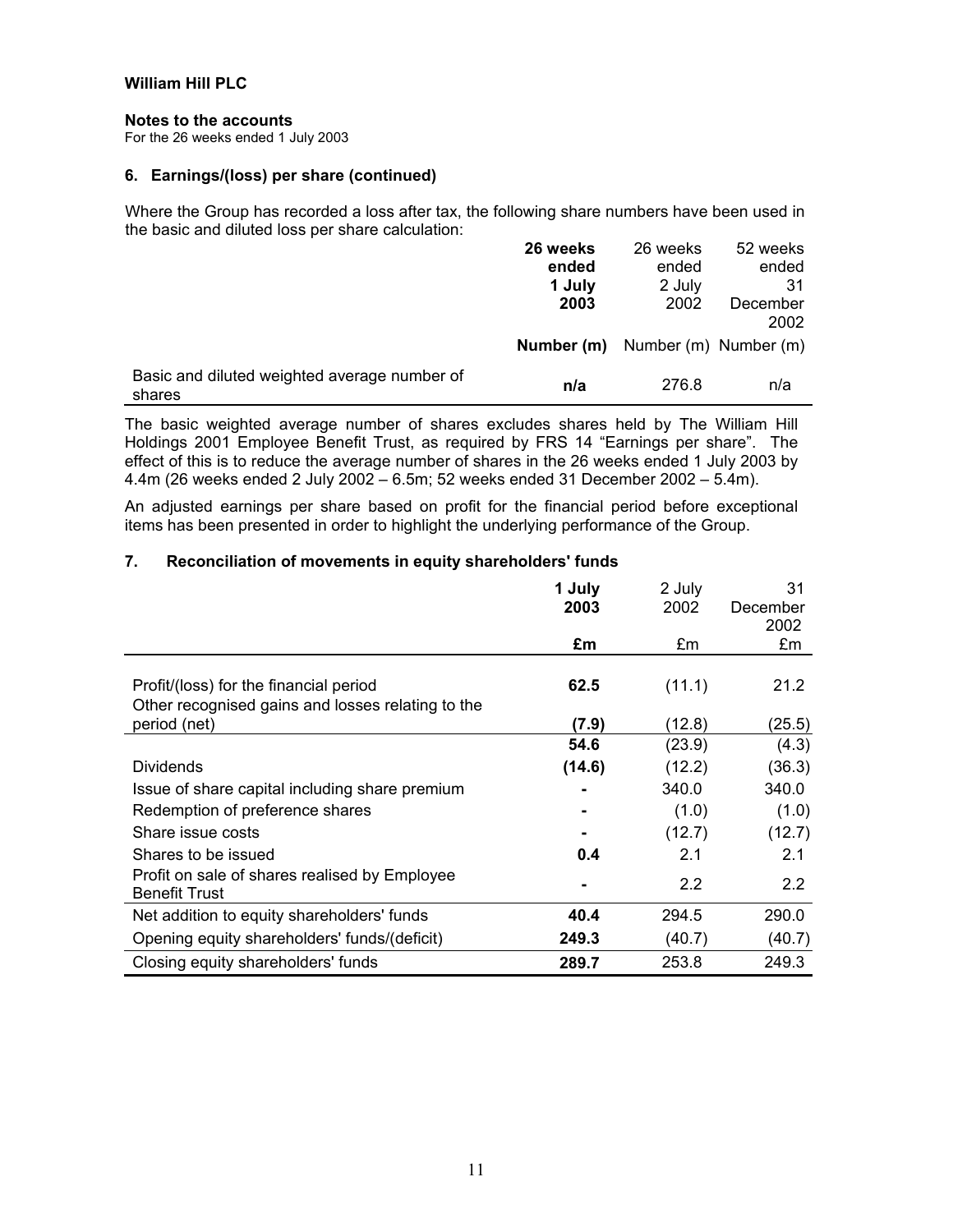**William Hill PLC**

**Notes to the accounts**
For the 26 weeks ended 1 July 2003

### 6. Earnings/(loss) per share (continued)

Where the Group has recorded a loss after tax, the following share numbers have been used in the basic and diluted loss per share calculation:

| | **26 weeks ended 1 July 2003** | 26 weeks ended 2 July 2002 | 52 weeks ended 31 December 2002 |
|---|---|---|---|
| | **Number (m)** | Number (m) | Number (m) |
| Basic and diluted weighted average number of shares | **n/a** | 276.8 | n/a |

The basic weighted average number of shares excludes shares held by The William Hill Holdings 2001 Employee Benefit Trust, as required by FRS 14 "Earnings per share". The effect of this is to reduce the average number of shares in the 26 weeks ended 1 July 2003 by 4.4m (26 weeks ended 2 July 2002 – 6.5m; 52 weeks ended 31 December 2002 – 5.4m).

An adjusted earnings per share based on profit for the financial period before exceptional items has been presented in order to highlight the underlying performance of the Group.

### 7. Reconciliation of movements in equity shareholders' funds

| | **1 July 2003** | 2 July 2002 | 31 December 2002 |
|---|---|---|---|
| | **£m** | £m | £m |
| Profit/(loss) for the financial period | **62.5** | (11.1) | 21.2 |
| Other recognised gains and losses relating to the period (net) | **(7.9)** | (12.8) | (25.5) |
| | **54.6** | (23.9) | (4.3) |
| Dividends | **(14.6)** | (12.2) | (36.3) |
| Issue of share capital including share premium | **-** | 340.0 | 340.0 |
| Redemption of preference shares | **-** | (1.0) | (1.0) |
| Share issue costs | **-** | (12.7) | (12.7) |
| Shares to be issued | **0.4** | 2.1 | 2.1 |
| Profit on sale of shares realised by Employee Benefit Trust | **-** | 2.2 | 2.2 |
| Net addition to equity shareholders' funds | **40.4** | 294.5 | 290.0 |
| Opening equity shareholders' funds/(deficit) | **249.3** | (40.7) | (40.7) |
| Closing equity shareholders' funds | **289.7** | 253.8 | 249.3 |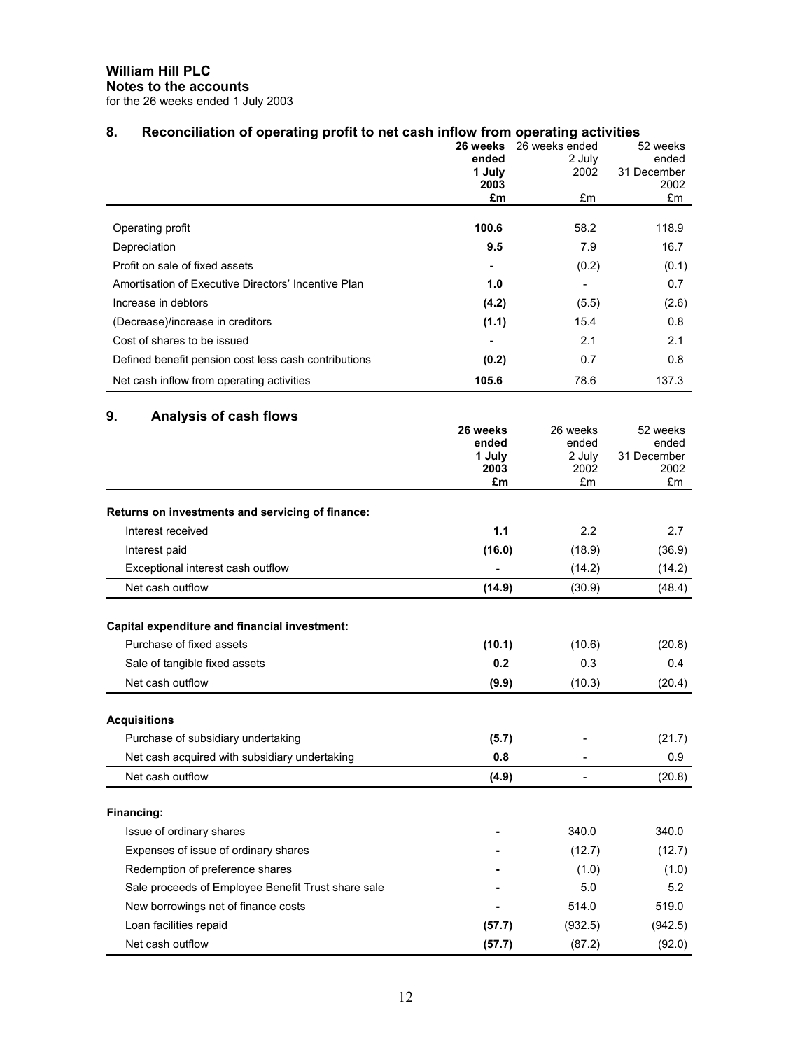**William Hill PLC**
**Notes to the accounts**
for the 26 weeks ended 1 July 2003

## 8. Reconciliation of operating profit to net cash inflow from operating activities

| | **26 weeks ended 1 July 2003 £m** | 26 weeks ended 2 July 2002 £m | 52 weeks ended 31 December 2002 £m |
|---|---|---|---|
| Operating profit | **100.6** | 58.2 | 118.9 |
| Depreciation | **9.5** | 7.9 | 16.7 |
| Profit on sale of fixed assets | **-** | (0.2) | (0.1) |
| Amortisation of Executive Directors' Incentive Plan | **1.0** | - | 0.7 |
| Increase in debtors | **(4.2)** | (5.5) | (2.6) |
| (Decrease)/increase in creditors | **(1.1)** | 15.4 | 0.8 |
| Cost of shares to be issued | **-** | 2.1 | 2.1 |
| Defined benefit pension cost less cash contributions | **(0.2)** | 0.7 | 0.8 |
| Net cash inflow from operating activities | **105.6** | 78.6 | 137.3 |

## 9. Analysis of cash flows

| | **26 weeks ended 1 July 2003 £m** | 26 weeks ended 2 July 2002 £m | 52 weeks ended 31 December 2002 £m |
|---|---|---|---|
| **Returns on investments and servicing of finance:** | | | |
| Interest received | **1.1** | 2.2 | 2.7 |
| Interest paid | **(16.0)** | (18.9) | (36.9) |
| Exceptional interest cash outflow | **-** | (14.2) | (14.2) |
| Net cash outflow | **(14.9)** | (30.9) | (48.4) |
| **Capital expenditure and financial investment:** | | | |
| Purchase of fixed assets | **(10.1)** | (10.6) | (20.8) |
| Sale of tangible fixed assets | **0.2** | 0.3 | 0.4 |
| Net cash outflow | **(9.9)** | (10.3) | (20.4) |
| **Acquisitions** | | | |
| Purchase of subsidiary undertaking | **(5.7)** | - | (21.7) |
| Net cash acquired with subsidiary undertaking | **0.8** | - | 0.9 |
| Net cash outflow | **(4.9)** | - | (20.8) |
| **Financing:** | | | |
| Issue of ordinary shares | **-** | 340.0 | 340.0 |
| Expenses of issue of ordinary shares | **-** | (12.7) | (12.7) |
| Redemption of preference shares | **-** | (1.0) | (1.0) |
| Sale proceeds of Employee Benefit Trust share sale | **-** | 5.0 | 5.2 |
| New borrowings net of finance costs | **-** | 514.0 | 519.0 |
| Loan facilities repaid | **(57.7)** | (932.5) | (942.5) |
| Net cash outflow | **(57.7)** | (87.2) | (92.0) |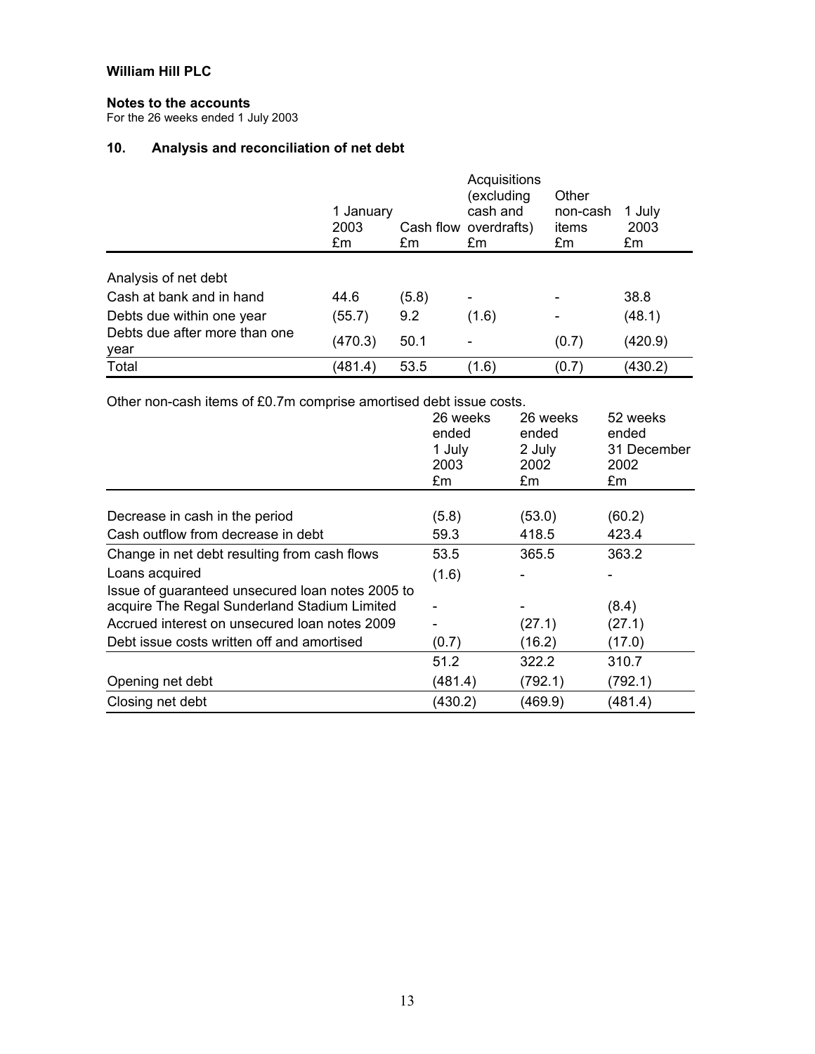**William Hill PLC**

**Notes to the accounts**
For the 26 weeks ended 1 July 2003

## 10. Analysis and reconciliation of net debt

| | 1 January 2003 £m | Cash flow £m | Acquisitions (excluding cash and overdrafts) £m | Other non-cash items £m | 1 July 2003 £m |
|---|---|---|---|---|---|
| Analysis of net debt | | | | | |
| Cash at bank and in hand | 44.6 | (5.8) | - | - | 38.8 |
| Debts due within one year | (55.7) | 9.2 | (1.6) | - | (48.1) |
| Debts due after more than one year | (470.3) | 50.1 | - | (0.7) | (420.9) |
| Total | (481.4) | 53.5 | (1.6) | (0.7) | (430.2) |

Other non-cash items of £0.7m comprise amortised debt issue costs.

| | 26 weeks ended 1 July 2003 £m | 26 weeks ended 2 July 2002 £m | 52 weeks ended 31 December 2002 £m |
|---|---|---|---|
| Decrease in cash in the period | (5.8) | (53.0) | (60.2) |
| Cash outflow from decrease in debt | 59.3 | 418.5 | 423.4 |
| Change in net debt resulting from cash flows | 53.5 | 365.5 | 363.2 |
| Loans acquired | (1.6) | - | - |
| Issue of guaranteed unsecured loan notes 2005 to acquire The Regal Sunderland Stadium Limited | - | - | (8.4) |
| Accrued interest on unsecured loan notes 2009 | - | (27.1) | (27.1) |
| Debt issue costs written off and amortised | (0.7) | (16.2) | (17.0) |
| | 51.2 | 322.2 | 310.7 |
| Opening net debt | (481.4) | (792.1) | (792.1) |
| Closing net debt | (430.2) | (469.9) | (481.4) |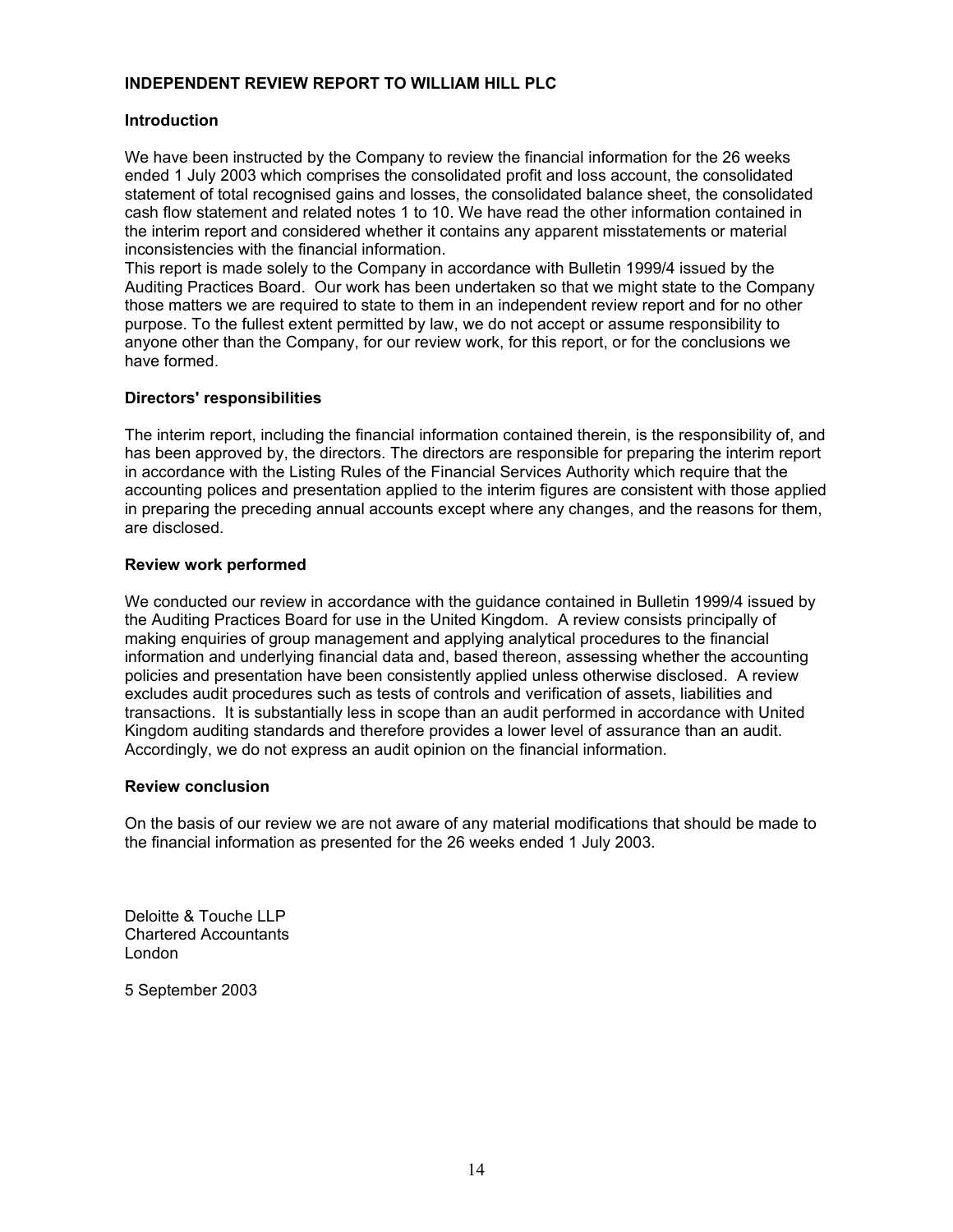## INDEPENDENT REVIEW REPORT TO WILLIAM HILL PLC

### Introduction

We have been instructed by the Company to review the financial information for the 26 weeks ended 1 July 2003 which comprises the consolidated profit and loss account, the consolidated statement of total recognised gains and losses, the consolidated balance sheet, the consolidated cash flow statement and related notes 1 to 10. We have read the other information contained in the interim report and considered whether it contains any apparent misstatements or material inconsistencies with the financial information.

This report is made solely to the Company in accordance with Bulletin 1999/4 issued by the Auditing Practices Board. Our work has been undertaken so that we might state to the Company those matters we are required to state to them in an independent review report and for no other purpose. To the fullest extent permitted by law, we do not accept or assume responsibility to anyone other than the Company, for our review work, for this report, or for the conclusions we have formed.

### Directors' responsibilities

The interim report, including the financial information contained therein, is the responsibility of, and has been approved by, the directors. The directors are responsible for preparing the interim report in accordance with the Listing Rules of the Financial Services Authority which require that the accounting polices and presentation applied to the interim figures are consistent with those applied in preparing the preceding annual accounts except where any changes, and the reasons for them, are disclosed.

### Review work performed

We conducted our review in accordance with the guidance contained in Bulletin 1999/4 issued by the Auditing Practices Board for use in the United Kingdom. A review consists principally of making enquiries of group management and applying analytical procedures to the financial information and underlying financial data and, based thereon, assessing whether the accounting policies and presentation have been consistently applied unless otherwise disclosed. A review excludes audit procedures such as tests of controls and verification of assets, liabilities and transactions. It is substantially less in scope than an audit performed in accordance with United Kingdom auditing standards and therefore provides a lower level of assurance than an audit. Accordingly, we do not express an audit opinion on the financial information.

### Review conclusion

On the basis of our review we are not aware of any material modifications that should be made to the financial information as presented for the 26 weeks ended 1 July 2003.

Deloitte & Touche LLP
Chartered Accountants
London

5 September 2003